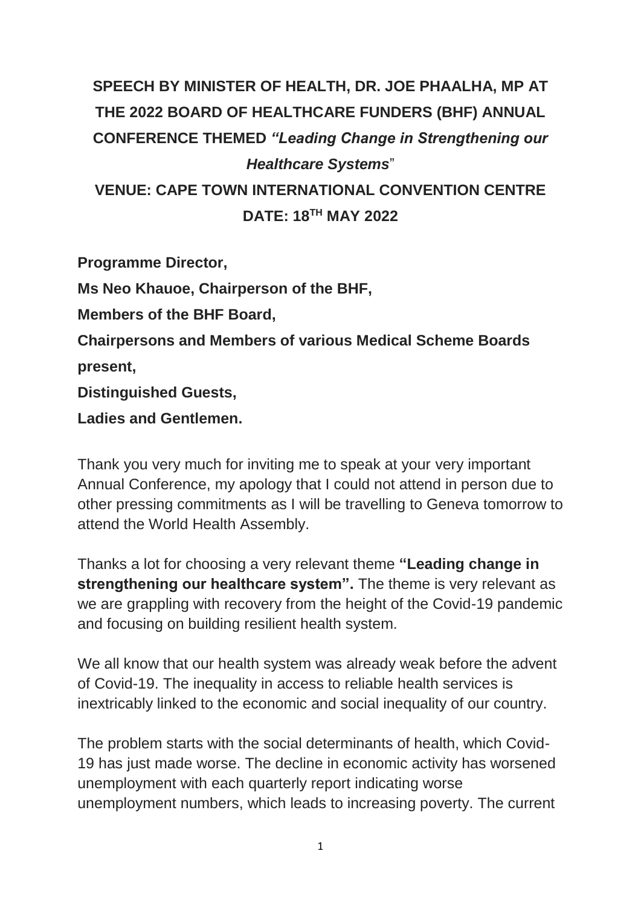# SPEECH BY MINISTER OF HEALTH, DR. JOE PHAALHA, MP AT THE 2022 BOARD OF HEALTHCARE FUNDERS (BHF) ANNUAL CONFERENCE THEMED *"Leading Change in Strengthening our Healthcare Systems*"

## VENUE: CAPE TOWN INTERNATIONAL CONVENTION CENTRE

## DATE: 18TH MAY 2022

**Programme Director,**

**Ms Neo Khauoe, Chairperson of the BHF,**

**Members of the BHF Board,**

**Chairpersons and Members of various Medical Scheme Boards present,**

**Distinguished Guests,**

**Ladies and Gentlemen.**

Thank you very much for inviting me to speak at your very important Annual Conference, my apology that I could not attend in person due to other pressing commitments as I will be travelling to Geneva tomorrow to attend the World Health Assembly.

Thanks a lot for choosing a very relevant theme **"Leading change in strengthening our healthcare system".** The theme is very relevant as we are grappling with recovery from the height of the Covid-19 pandemic and focusing on building resilient health system.

We all know that our health system was already weak before the advent of Covid-19. The inequality in access to reliable health services is inextricably linked to the economic and social inequality of our country.

The problem starts with the social determinants of health, which Covid-19 has just made worse. The decline in economic activity has worsened unemployment with each quarterly report indicating worse unemployment numbers, which leads to increasing poverty. The current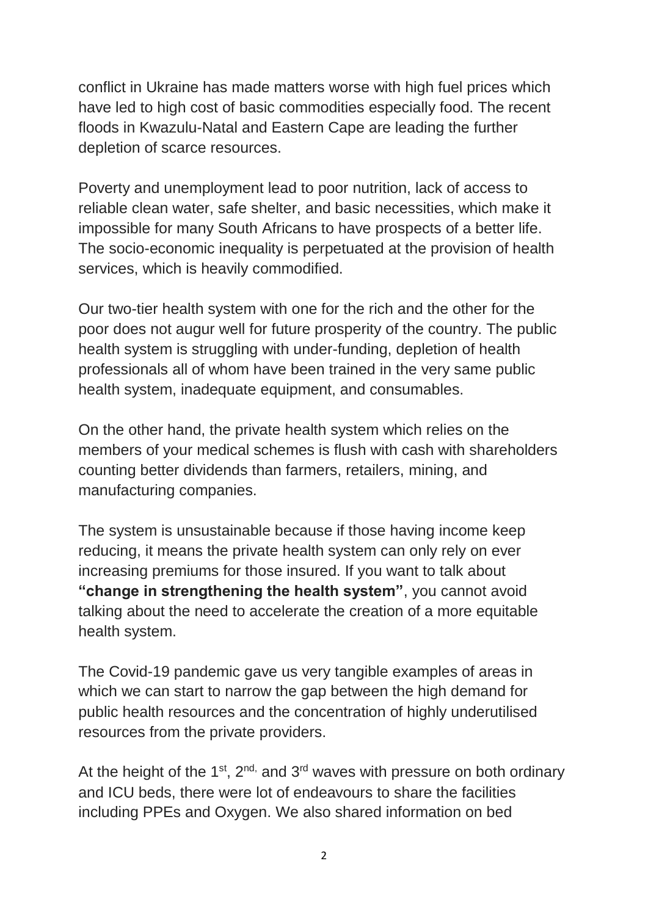conflict in Ukraine has made matters worse with high fuel prices which have led to high cost of basic commodities especially food. The recent floods in Kwazulu-Natal and Eastern Cape are leading the further depletion of scarce resources.

Poverty and unemployment lead to poor nutrition, lack of access to reliable clean water, safe shelter, and basic necessities, which make it impossible for many South Africans to have prospects of a better life. The socio-economic inequality is perpetuated at the provision of health services, which is heavily commodified.

Our two-tier health system with one for the rich and the other for the poor does not augur well for future prosperity of the country. The public health system is struggling with under-funding, depletion of health professionals all of whom have been trained in the very same public health system, inadequate equipment, and consumables.

On the other hand, the private health system which relies on the members of your medical schemes is flush with cash with shareholders counting better dividends than farmers, retailers, mining, and manufacturing companies.

The system is unsustainable because if those having income keep reducing, it means the private health system can only rely on ever increasing premiums for those insured. If you want to talk about **"change in strengthening the health system"**, you cannot avoid talking about the need to accelerate the creation of a more equitable health system.

The Covid-19 pandemic gave us very tangible examples of areas in which we can start to narrow the gap between the high demand for public health resources and the concentration of highly underutilised resources from the private providers.

At the height of the 1st, 2nd, and 3rd waves with pressure on both ordinary and ICU beds, there were lot of endeavours to share the facilities including PPEs and Oxygen. We also shared information on bed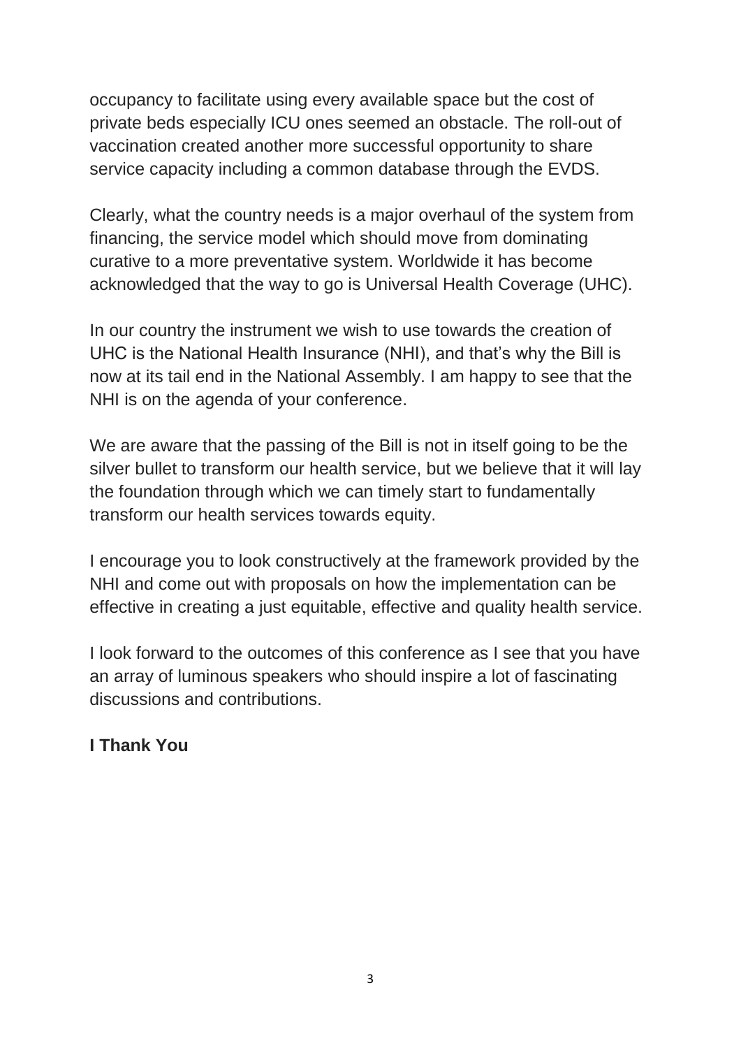occupancy to facilitate using every available space but the cost of private beds especially ICU ones seemed an obstacle. The roll-out of vaccination created another more successful opportunity to share service capacity including a common database through the EVDS.

Clearly, what the country needs is a major overhaul of the system from financing, the service model which should move from dominating curative to a more preventative system. Worldwide it has become acknowledged that the way to go is Universal Health Coverage (UHC).

In our country the instrument we wish to use towards the creation of UHC is the National Health Insurance (NHI), and that's why the Bill is now at its tail end in the National Assembly. I am happy to see that the NHI is on the agenda of your conference.

We are aware that the passing of the Bill is not in itself going to be the silver bullet to transform our health service, but we believe that it will lay the foundation through which we can timely start to fundamentally transform our health services towards equity.

I encourage you to look constructively at the framework provided by the NHI and come out with proposals on how the implementation can be effective in creating a just equitable, effective and quality health service.

I look forward to the outcomes of this conference as I see that you have an array of luminous speakers who should inspire a lot of fascinating discussions and contributions.

**I Thank You**